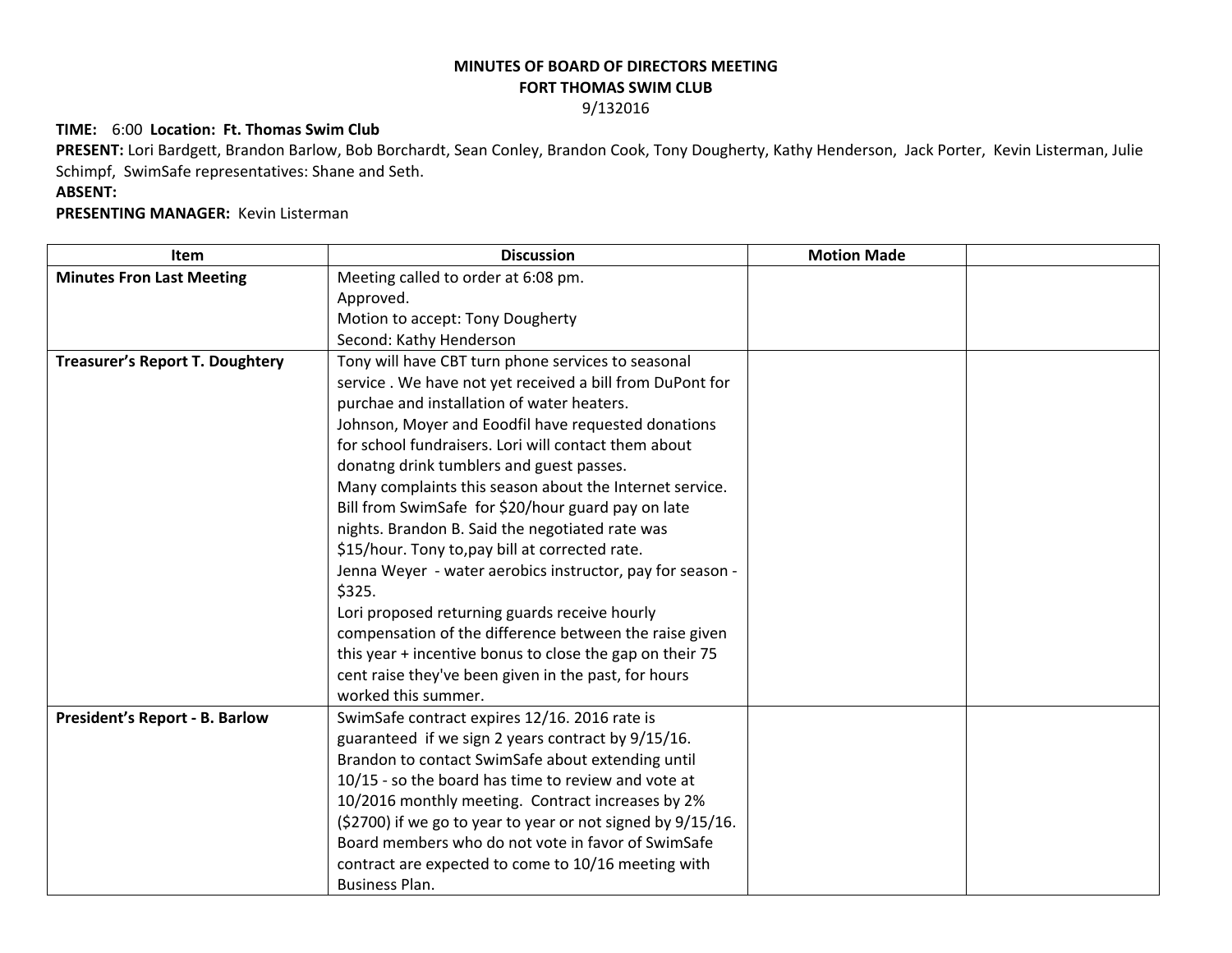**MINUTES OF BOARD OF DIRECTORS MEETING**
**FORT THOMAS SWIM CLUB**
9/132016

**TIME:** 6:00 **Location: Ft. Thomas Swim Club**
**PRESENT:** Lori Bardgett, Brandon Barlow, Bob Borchardt, Sean Conley, Brandon Cook, Tony Dougherty, Kathy Henderson, Jack Porter, Kevin Listerman, Julie Schimpf, SwimSafe representatives: Shane and Seth.
**ABSENT:**
**PRESENTING MANAGER:** Kevin Listerman

| Item | Discussion | Motion Made | |
|---|---|---|---|
| **Minutes Fron Last Meeting** | Meeting called to order at 6:08 pm.<br>Approved.<br>Motion to accept: Tony Dougherty<br>Second: Kathy Henderson | | |
| **Treasurer's Report T. Doughtery** | Tony will have CBT turn phone services to seasonal service . We have not yet received a bill from DuPont for purchae and installation of water heaters.<br>Johnson, Moyer and Eoodfil have requested donations for school fundraisers. Lori will contact them about donatng drink tumblers and guest passes.<br>Many complaints this season about the Internet service.<br>Bill from SwimSafe for $20/hour guard pay on late nights. Brandon B. Said the negotiated rate was $15/hour. Tony to,pay bill at corrected rate.<br>Jenna Weyer - water aerobics instructor, pay for season - $325.<br>Lori proposed returning guards receive hourly compensation of the difference between the raise given this year + incentive bonus to close the gap on their 75 cent raise they've been given in the past, for hours worked this summer. | | |
| **President's Report - B. Barlow** | SwimSafe contract expires 12/16. 2016 rate is guaranteed if we sign 2 years contract by 9/15/16. Brandon to contact SwimSafe about extending until 10/15 - so the board has time to review and vote at 10/2016 monthly meeting. Contract increases by 2% ($2700) if we go to year to year or not signed by 9/15/16. Board members who do not vote in favor of SwimSafe contract are expected to come to 10/16 meeting with Business Plan. | | |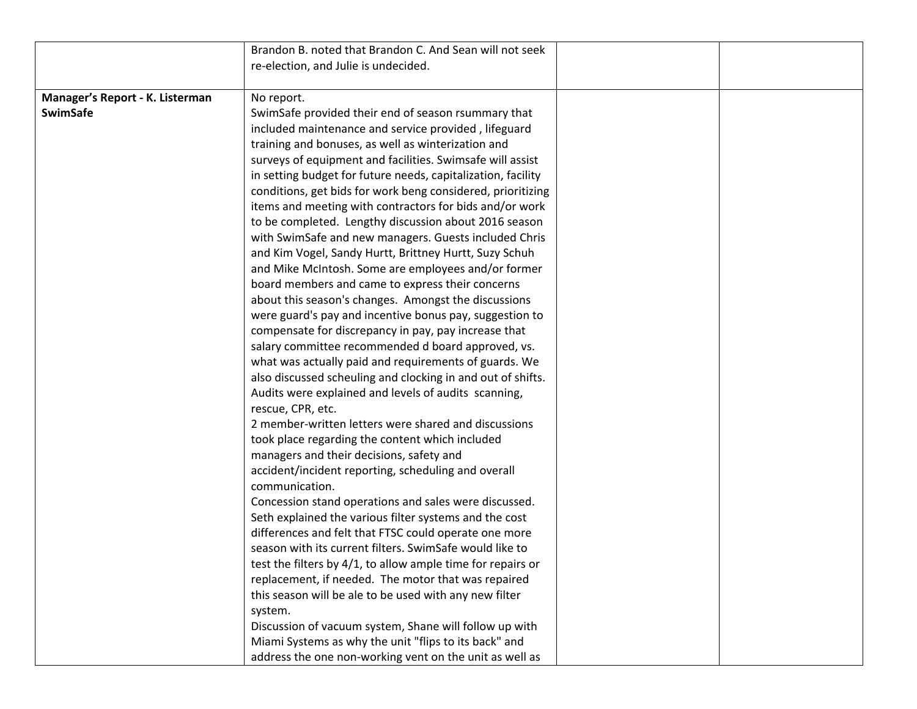| | | | |
|---|---|---|---|
| | Brandon B. noted that Brandon C. And Sean will not seek re-election, and Julie is undecided. | | |
| **Manager's Report - K. Listerman**<br>**SwimSafe** | No report.<br>SwimSafe provided their end of season rsummary that included maintenance and service provided , lifeguard training and bonuses, as well as winterization and surveys of equipment and facilities. Swimsafe will assist in setting budget for future needs, capitalization, facility conditions, get bids for work beng considered, prioritizing items and meeting with contractors for bids and/or work to be completed. Lengthy discussion about 2016 season with SwimSafe and new managers. Guests included Chris and Kim Vogel, Sandy Hurtt, Brittney Hurtt, Suzy Schuh and Mike McIntosh. Some are employees and/or former board members and came to express their concerns about this season's changes. Amongst the discussions were guard's pay and incentive bonus pay, suggestion to compensate for discrepancy in pay, pay increase that salary committee recommended d board approved, vs. what was actually paid and requirements of guards. We also discussed scheuling and clocking in and out of shifts. Audits were explained and levels of audits scanning, rescue, CPR, etc.<br>2 member-written letters were shared and discussions took place regarding the content which included managers and their decisions, safety and accident/incident reporting, scheduling and overall communication.<br>Concession stand operations and sales were discussed. Seth explained the various filter systems and the cost differences and felt that FTSC could operate one more season with its current filters. SwimSafe would like to test the filters by 4/1, to allow ample time for repairs or replacement, if needed. The motor that was repaired this season will be ale to be used with any new filter system.<br>Discussion of vacuum system, Shane will follow up with Miami Systems as why the unit "flips to its back" and address the one non-working vent on the unit as well as | | |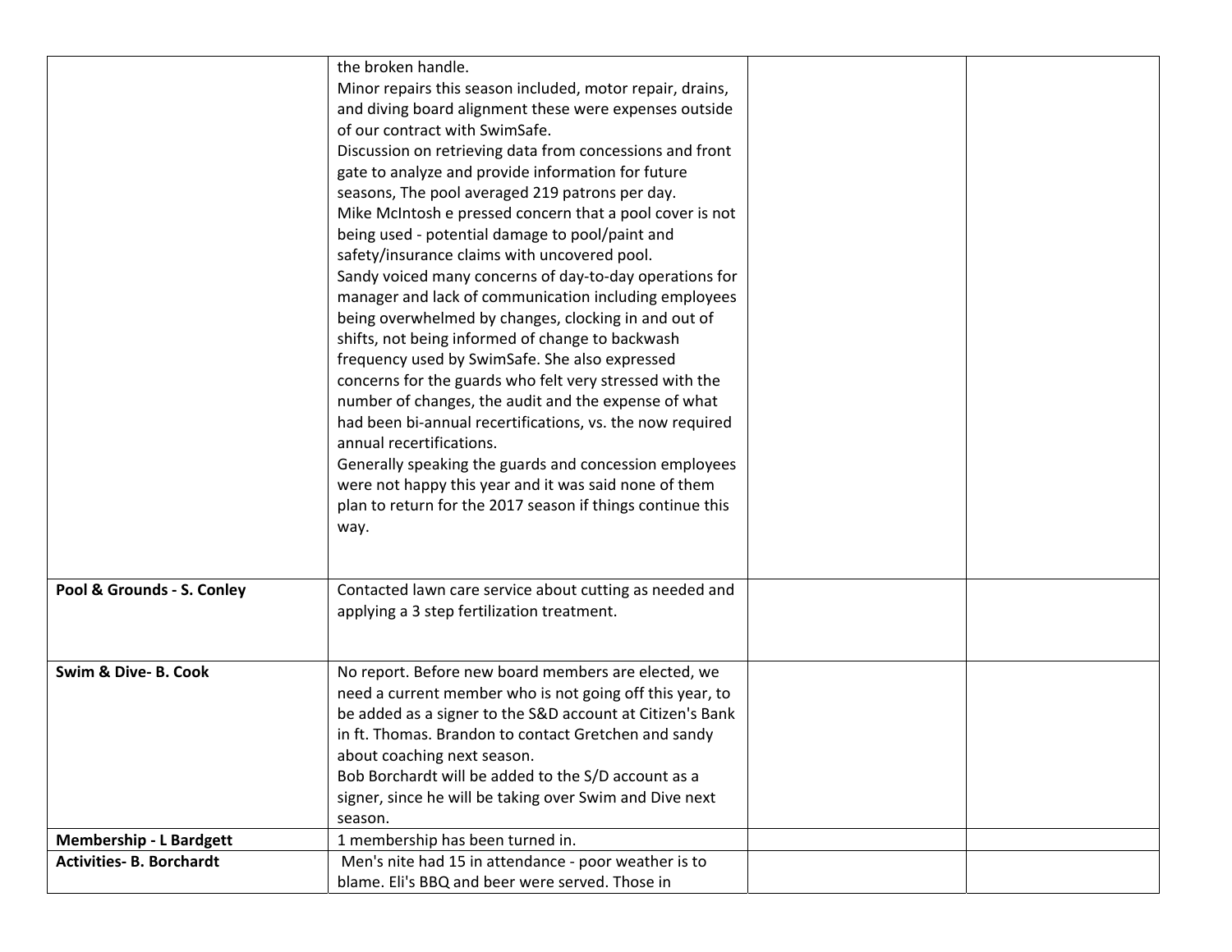| | | | |
|---|---|---|---|
| | the broken handle.<br>Minor repairs this season included, motor repair, drains, and diving board alignment these were expenses outside of our contract with SwimSafe.<br>Discussion on retrieving data from concessions and front gate to analyze and provide information for future seasons, The pool averaged 219 patrons per day.<br>Mike McIntosh e pressed concern that a pool cover is not being used - potential damage to pool/paint and safety/insurance claims with uncovered pool.<br>Sandy voiced many concerns of day-to-day operations for manager and lack of communication including employees being overwhelmed by changes, clocking in and out of shifts, not being informed of change to backwash frequency used by SwimSafe. She also expressed concerns for the guards who felt very stressed with the number of changes, the audit and the expense of what had been bi-annual recertifications, vs. the now required annual recertifications.<br>Generally speaking the guards and concession employees were not happy this year and it was said none of them plan to return for the 2017 season if things continue this way. | | |
| **Pool & Grounds - S. Conley** | Contacted lawn care service about cutting as needed and applying a 3 step fertilization treatment. | | |
| **Swim & Dive- B. Cook** | No report. Before new board members are elected, we need a current member who is not going off this year, to be added as a signer to the S&D account at Citizen's Bank in ft. Thomas. Brandon to contact Gretchen and sandy about coaching next season.<br>Bob Borchardt will be added to the S/D account as a signer, since he will be taking over Swim and Dive next season. | | |
| **Membership - L Bardgett** | 1 membership has been turned in. | | |
| **Activities- B. Borchardt** | Men's nite had 15 in attendance - poor weather is to blame. Eli's BBQ and beer were served. Those in | | |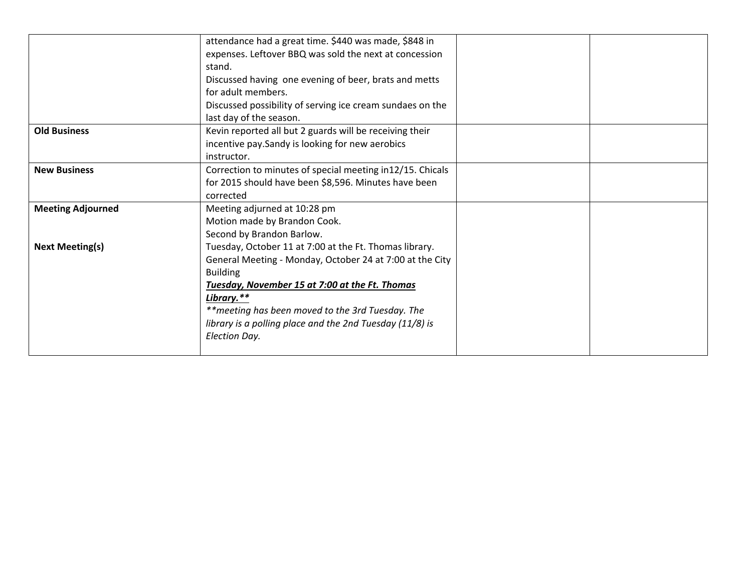| | | | |
|---|---|---|---|
| | attendance had a great time. $440 was made, $848 in expenses. Leftover BBQ was sold the next at concession stand.<br>Discussed having one evening of beer, brats and metts for adult members.<br>Discussed possibility of serving ice cream sundaes on the last day of the season. | | |
| **Old Business** | Kevin reported all but 2 guards will be receiving their incentive pay.Sandy is looking for new aerobics instructor. | | |
| **New Business** | Correction to minutes of special meeting in12/15. Chicals for 2015 should have been $8,596. Minutes have been corrected | | |
| **Meeting Adjourned**<br><br>**Next Meeting(s)** | Meeting adjurned at 10:28 pm<br>Motion made by Brandon Cook.<br>Second by Brandon Barlow.<br>Tuesday, October 11 at 7:00 at the Ft. Thomas library.<br>General Meeting - Monday, October 24 at 7:00 at the City Building<br>***Tuesday, November 15 at 7:00 at the Ft. Thomas Library.\*\****<br>*\*\*meeting has been moved to the 3rd Tuesday. The library is a polling place and the 2nd Tuesday (11/8) is Election Day.* | | |